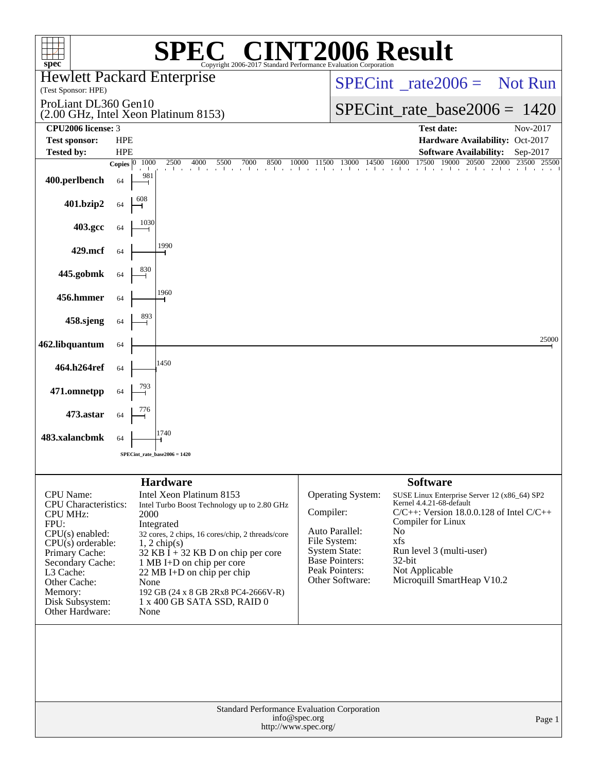# SPEC® CINT2006 Result

Copyright 2006-2017 Standard Performance Evaluation Corporation

**Hewlett Packard Enterprise**
(Test Sponsor: HPE)

ProLiant DL360 Gen10
(2.00 GHz, Intel Xeon Platinum 8153)

SPECint_rate2006 = Not Run

SPECint_rate_base2006 = 1420

| | | | |
|---|---|---|---|
| **CPU2006 license:** | 3 | **Test date:** | Nov-2017 |
| **Test sponsor:** | HPE | **Hardware Availability:** | Oct-2017 |
| **Tested by:** | HPE | **Software Availability:** | Sep-2017 |

| Benchmark | Copies | Base ratio |
|---|---|---|
| 400.perlbench | 64 | 981 |
| 401.bzip2 | 64 | 608 |
| 403.gcc | 64 | 1030 |
| 429.mcf | 64 | 1990 |
| 445.gobmk | 64 | 830 |
| 456.hmmer | 64 | 1960 |
| 458.sjeng | 64 | 893 |
| 462.libquantum | 64 | 25000 |
| 464.h264ref | 64 | 1450 |
| 471.omnetpp | 64 | 793 |
| 473.astar | 64 | 776 |
| 483.xalancbmk | 64 | 1740 |

SPECint_rate_base2006 = 1420

## Hardware

| | |
|---|---|
| CPU Name: | Intel Xeon Platinum 8153 |
| CPU Characteristics: | Intel Turbo Boost Technology up to 2.80 GHz |
| CPU MHz: | 2000 |
| FPU: | Integrated |
| CPU(s) enabled: | 32 cores, 2 chips, 16 cores/chip, 2 threads/core |
| CPU(s) orderable: | 1, 2 chip(s) |
| Primary Cache: | 32 KB I + 32 KB D on chip per core |
| Secondary Cache: | 1 MB I+D on chip per core |
| L3 Cache: | 22 MB I+D on chip per chip |
| Other Cache: | None |
| Memory: | 192 GB (24 x 8 GB 2Rx8 PC4-2666V-R) |
| Disk Subsystem: | 1 x 400 GB SATA SSD, RAID 0 |
| Other Hardware: | None |

## Software

| | |
|---|---|
| Operating System: | SUSE Linux Enterprise Server 12 (x86_64) SP2 Kernel 4.4.21-68-default |
| Compiler: | C/C++: Version 18.0.0.128 of Intel C/C++ Compiler for Linux |
| Auto Parallel: | No |
| File System: | xfs |
| System State: | Run level 3 (multi-user) |
| Base Pointers: | 32-bit |
| Peak Pointers: | Not Applicable |
| Other Software: | Microquill SmartHeap V10.2 |

Standard Performance Evaluation Corporation
info@spec.org
http://www.spec.org/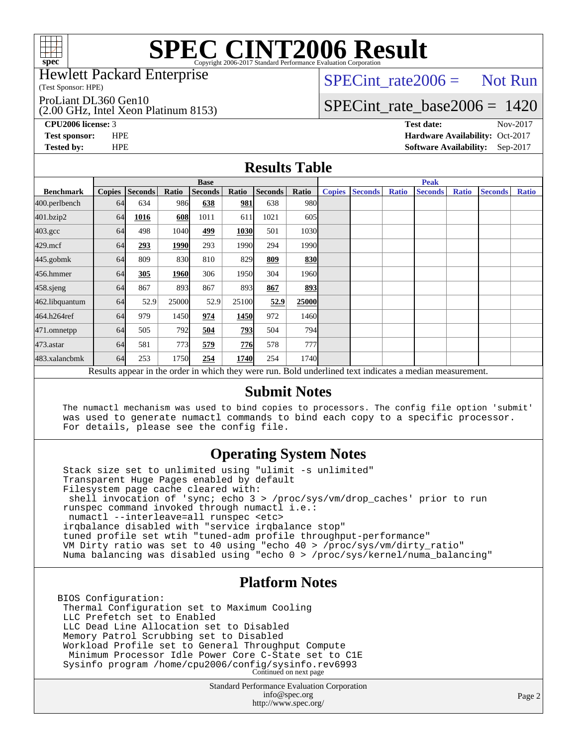# SPEC CINT2006 Result

Copyright 2006-2017 Standard Performance Evaluation Corporation

**Hewlett Packard Enterprise**
(Test Sponsor: HPE)

ProLiant DL360 Gen10
(2.00 GHz, Intel Xeon Platinum 8153)

SPECint_rate2006 = Not Run

SPECint_rate_base2006 = 1420

**CPU2006 license:** 3
**Test sponsor:** HPE
**Tested by:** HPE

**Test date:** Nov-2017
**Hardware Availability:** Oct-2017
**Software Availability:** Sep-2017

## Results Table

| Benchmark | Base | | | | | | | Peak | | | | | | |
|---|---|---|---|---|---|---|---|---|---|---|---|---|---|---|
| | Copies | Seconds | Ratio | Seconds | Ratio | Seconds | Ratio | Copies | Seconds | Ratio | Seconds | Ratio | Seconds | Ratio |
| 400.perlbench | 64 | 634 | 986 | **638** | **981** | 638 | 980 | | | | | | | |
| 401.bzip2 | 64 | **1016** | **608** | 1011 | 611 | 1021 | 605 | | | | | | | |
| 403.gcc | 64 | 498 | 1040 | **499** | **1030** | 501 | 1030 | | | | | | | |
| 429.mcf | 64 | **293** | **1990** | 293 | 1990 | 294 | 1990 | | | | | | | |
| 445.gobmk | 64 | 809 | 830 | 810 | 829 | **809** | **830** | | | | | | | |
| 456.hmmer | 64 | **305** | **1960** | 306 | 1950 | 304 | 1960 | | | | | | | |
| 458.sjeng | 64 | 867 | 893 | 867 | 893 | **867** | **893** | | | | | | | |
| 462.libquantum | 64 | 52.9 | 25000 | 52.9 | 25100 | **52.9** | **25000** | | | | | | | |
| 464.h264ref | 64 | 979 | 1450 | **974** | **1450** | 972 | 1460 | | | | | | | |
| 471.omnetpp | 64 | 505 | 792 | **504** | **793** | 504 | 794 | | | | | | | |
| 473.astar | 64 | 581 | 773 | **579** | **776** | 578 | 777 | | | | | | | |
| 483.xalancbmk | 64 | 253 | 1750 | **254** | **1740** | 254 | 1740 | | | | | | | |

Results appear in the order in which they were run. Bold underlined text indicates a median measurement.

## Submit Notes

```
The numactl mechanism was used to bind copies to processors. The config file option 'submit'
was used to generate numactl commands to bind each copy to a specific processor.
For details, please see the config file.
```

## Operating System Notes

```
Stack size set to unlimited using "ulimit -s unlimited"
Transparent Huge Pages enabled by default
Filesystem page cache cleared with:
 shell invocation of 'sync; echo 3 > /proc/sys/vm/drop_caches' prior to run
runspec command invoked through numactl i.e.:
 numactl --interleave=all runspec <etc>
irqbalance disabled with "service irqbalance stop"
tuned profile set wtih "tuned-adm profile throughput-performance"
VM Dirty ratio was set to 40 using "echo 40 > /proc/sys/vm/dirty_ratio"
Numa balancing was disabled using "echo 0 > /proc/sys/kernel/numa_balancing"
```

## Platform Notes

```
BIOS Configuration:
 Thermal Configuration set to Maximum Cooling
 LLC Prefetch set to Enabled
 LLC Dead Line Allocation set to Disabled
 Memory Patrol Scrubbing set to Disabled
 Workload Profile set to General Throughput Compute
  Minimum Processor Idle Power Core C-State set to C1E
 Sysinfo program /home/cpu2006/config/sysinfo.rev6993
```

Continued on next page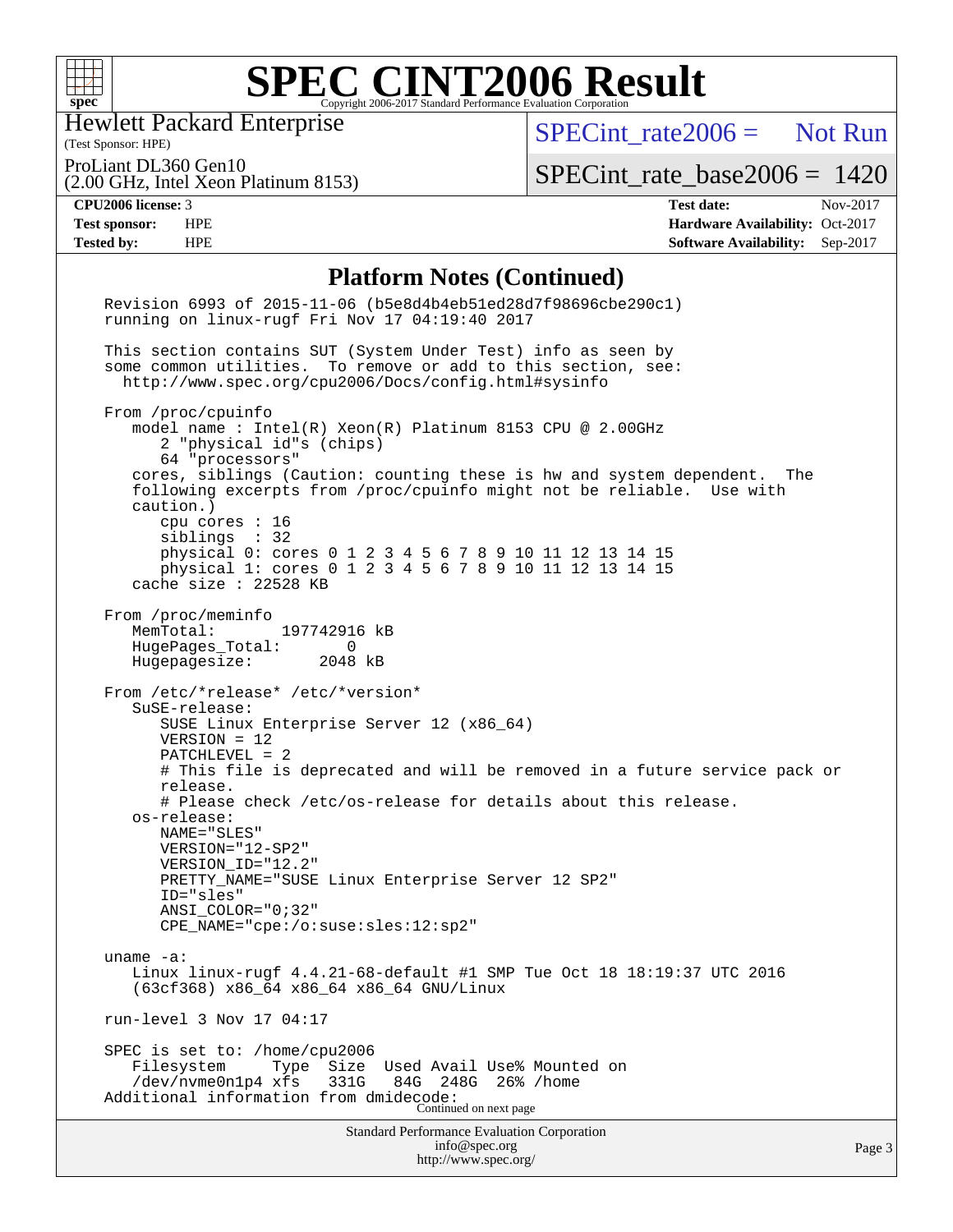## Platform Notes (Continued)

```
Revision 6993 of 2015-11-06 (b5e8d4b4eb51ed28d7f98696cbe290c1)
running on linux-rugf Fri Nov 17 04:19:40 2017

This section contains SUT (System Under Test) info as seen by
some common utilities.  To remove or add to this section, see:
  http://www.spec.org/cpu2006/Docs/config.html#sysinfo

From /proc/cpuinfo
   model name : Intel(R) Xeon(R) Platinum 8153 CPU @ 2.00GHz
      2 "physical id"s (chips)
      64 "processors"
   cores, siblings (Caution: counting these is hw and system dependent.  The
   following excerpts from /proc/cpuinfo might not be reliable.  Use with
   caution.)
      cpu cores : 16
      siblings  : 32
      physical 0: cores 0 1 2 3 4 5 6 7 8 9 10 11 12 13 14 15
      physical 1: cores 0 1 2 3 4 5 6 7 8 9 10 11 12 13 14 15
   cache size : 22528 KB

From /proc/meminfo
   MemTotal:       197742916 kB
   HugePages_Total:       0
   Hugepagesize:       2048 kB

From /etc/*release* /etc/*version*
   SuSE-release:
      SUSE Linux Enterprise Server 12 (x86_64)
      VERSION = 12
      PATCHLEVEL = 2
      # This file is deprecated and will be removed in a future service pack or
      release.
      # Please check /etc/os-release for details about this release.
   os-release:
      NAME="SLES"
      VERSION="12-SP2"
      VERSION_ID="12.2"
      PRETTY_NAME="SUSE Linux Enterprise Server 12 SP2"
      ID="sles"
      ANSI_COLOR="0;32"
      CPE_NAME="cpe:/o:suse:sles:12:sp2"

uname -a:
   Linux linux-rugf 4.4.21-68-default #1 SMP Tue Oct 18 18:19:37 UTC 2016
   (63cf368) x86_64 x86_64 x86_64 GNU/Linux

run-level 3 Nov 17 04:17

SPEC is set to: /home/cpu2006
   Filesystem     Type  Size  Used Avail Use% Mounted on
   /dev/nvme0n1p4 xfs   331G   84G  248G  26% /home
Additional information from dmidecode:
```

Continued on next page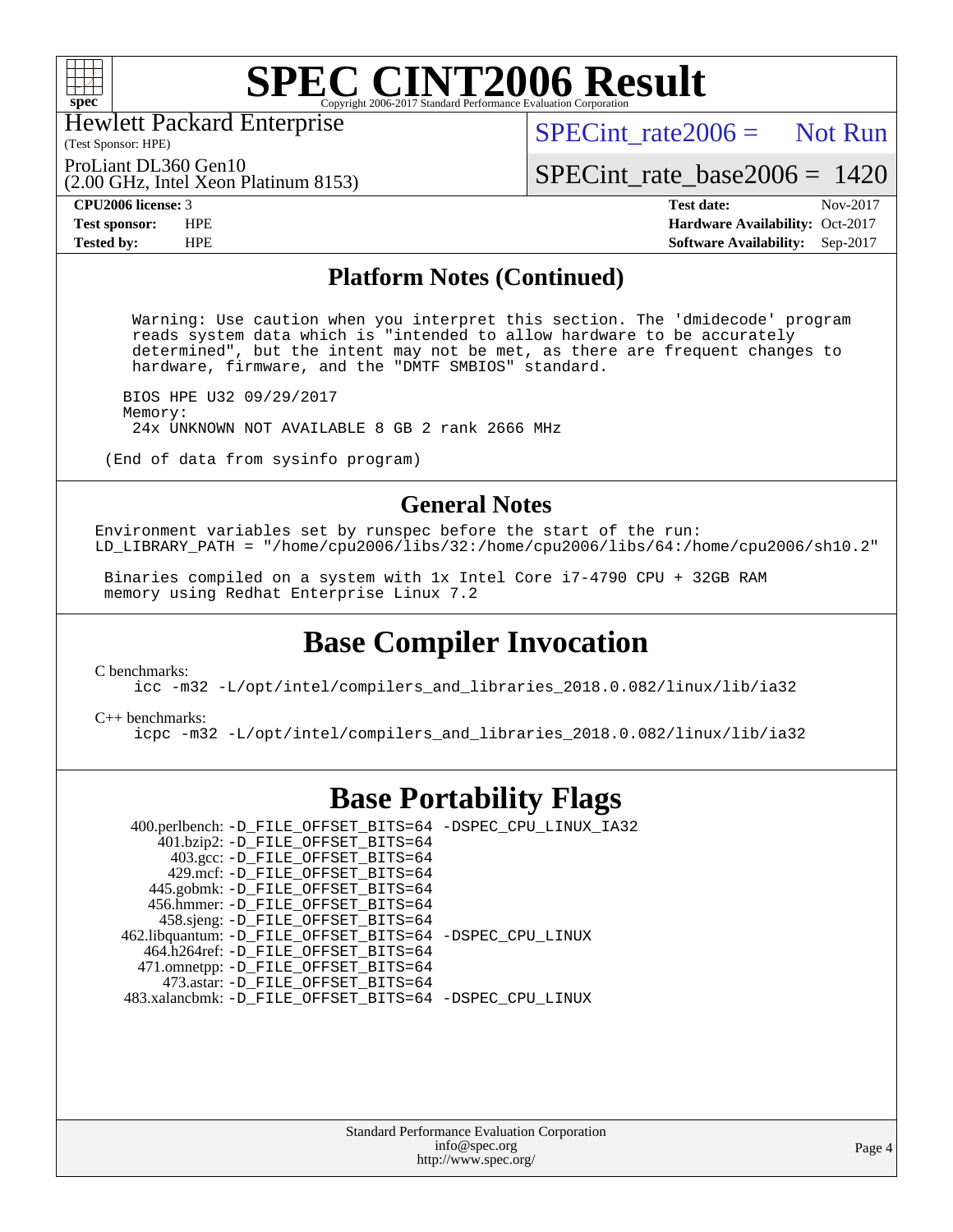# SPEC CINT2006 Result

Hewlett Packard Enterprise
(Test Sponsor: HPE)

ProLiant DL360 Gen10
(2.00 GHz, Intel Xeon Platinum 8153)

SPECint_rate2006 = Not Run

SPECint_rate_base2006 = 1420

| **CPU2006 license:** 3 | | **Test date:** | Nov-2017 |
|---|---|---|---|
| **Test sponsor:** | HPE | **Hardware Availability:** | Oct-2017 |
| **Tested by:** | HPE | **Software Availability:** | Sep-2017 |

## Platform Notes (Continued)

```
  Warning: Use caution when you interpret this section. The 'dmidecode' program
  reads system data which is "intended to allow hardware to be accurately
  determined", but the intent may not be met, as there are frequent changes to
  hardware, firmware, and the "DMTF SMBIOS" standard.

 BIOS HPE U32 09/29/2017
 Memory:
  24x UNKNOWN NOT AVAILABLE 8 GB 2 rank 2666 MHz

(End of data from sysinfo program)
```

## General Notes

```
Environment variables set by runspec before the start of the run:
LD_LIBRARY_PATH = "/home/cpu2006/libs/32:/home/cpu2006/libs/64:/home/cpu2006/sh10.2"

 Binaries compiled on a system with 1x Intel Core i7-4790 CPU + 32GB RAM
 memory using Redhat Enterprise Linux 7.2
```

## Base Compiler Invocation

C benchmarks:
```
icc -m32 -L/opt/intel/compilers_and_libraries_2018.0.082/linux/lib/ia32
```

C++ benchmarks:
```
icpc -m32 -L/opt/intel/compilers_and_libraries_2018.0.082/linux/lib/ia32
```

## Base Portability Flags

```
   400.perlbench: -D_FILE_OFFSET_BITS=64 -DSPEC_CPU_LINUX_IA32
       401.bzip2: -D_FILE_OFFSET_BITS=64
         403.gcc: -D_FILE_OFFSET_BITS=64
         429.mcf: -D_FILE_OFFSET_BITS=64
       445.gobmk: -D_FILE_OFFSET_BITS=64
       456.hmmer: -D_FILE_OFFSET_BITS=64
       458.sjeng: -D_FILE_OFFSET_BITS=64
  462.libquantum: -D_FILE_OFFSET_BITS=64 -DSPEC_CPU_LINUX
     464.h264ref: -D_FILE_OFFSET_BITS=64
     471.omnetpp: -D_FILE_OFFSET_BITS=64
       473.astar: -D_FILE_OFFSET_BITS=64
   483.xalancbmk: -D_FILE_OFFSET_BITS=64 -DSPEC_CPU_LINUX
```

Standard Performance Evaluation Corporation
info@spec.org
http://www.spec.org/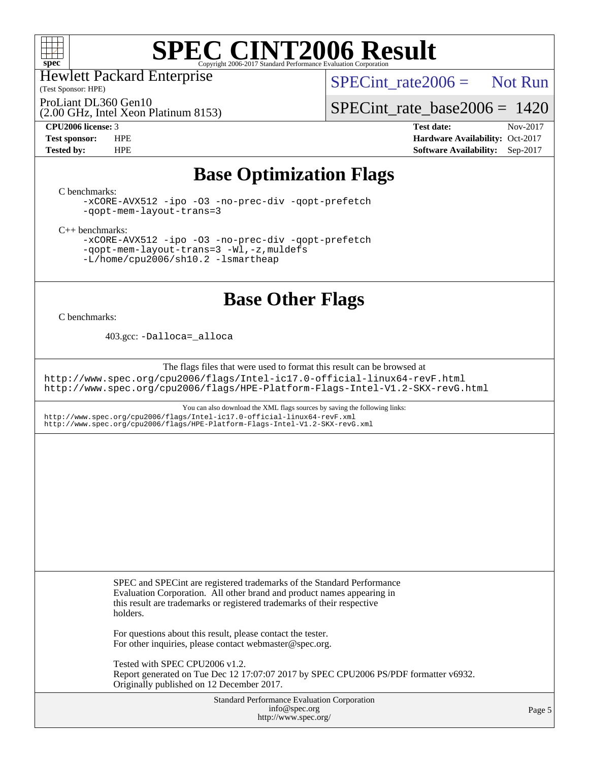# SPEC CINT2006 Result

Copyright 2006-2017 Standard Performance Evaluation Corporation

Hewlett Packard Enterprise
(Test Sponsor: HPE)

ProLiant DL360 Gen10
(2.00 GHz, Intel Xeon Platinum 8153)

SPECint_rate2006 = Not Run

SPECint_rate_base2006 = 1420

| | | | |
|---|---|---|---|
| **CPU2006 license:** 3 | | **Test date:** | Nov-2017 |
| **Test sponsor:** | HPE | **Hardware Availability:** | Oct-2017 |
| **Tested by:** | HPE | **Software Availability:** | Sep-2017 |

## Base Optimization Flags

C benchmarks:

```
-xCORE-AVX512 -ipo -O3 -no-prec-div -qopt-prefetch
-qopt-mem-layout-trans=3
```

C++ benchmarks:

```
-xCORE-AVX512 -ipo -O3 -no-prec-div -qopt-prefetch
-qopt-mem-layout-trans=3 -Wl,-z,muldefs
-L/home/cpu2006/sh10.2 -lsmartheap
```

## Base Other Flags

C benchmarks:

403.gcc: `-Dalloca=_alloca`

The flags files that were used to format this result can be browsed at
http://www.spec.org/cpu2006/flags/Intel-ic17.0-official-linux64-revF.html
http://www.spec.org/cpu2006/flags/HPE-Platform-Flags-Intel-V1.2-SKX-revG.html

You can also download the XML flags sources by saving the following links:
http://www.spec.org/cpu2006/flags/Intel-ic17.0-official-linux64-revF.xml
http://www.spec.org/cpu2006/flags/HPE-Platform-Flags-Intel-V1.2-SKX-revG.xml

SPEC and SPECint are registered trademarks of the Standard Performance Evaluation Corporation. All other brand and product names appearing in this result are trademarks or registered trademarks of their respective holders.

For questions about this result, please contact the tester.
For other inquiries, please contact webmaster@spec.org.

Tested with SPEC CPU2006 v1.2.
Report generated on Tue Dec 12 17:07:07 2017 by SPEC CPU2006 PS/PDF formatter v6932.
Originally published on 12 December 2017.

Standard Performance Evaluation Corporation
info@spec.org
http://www.spec.org/